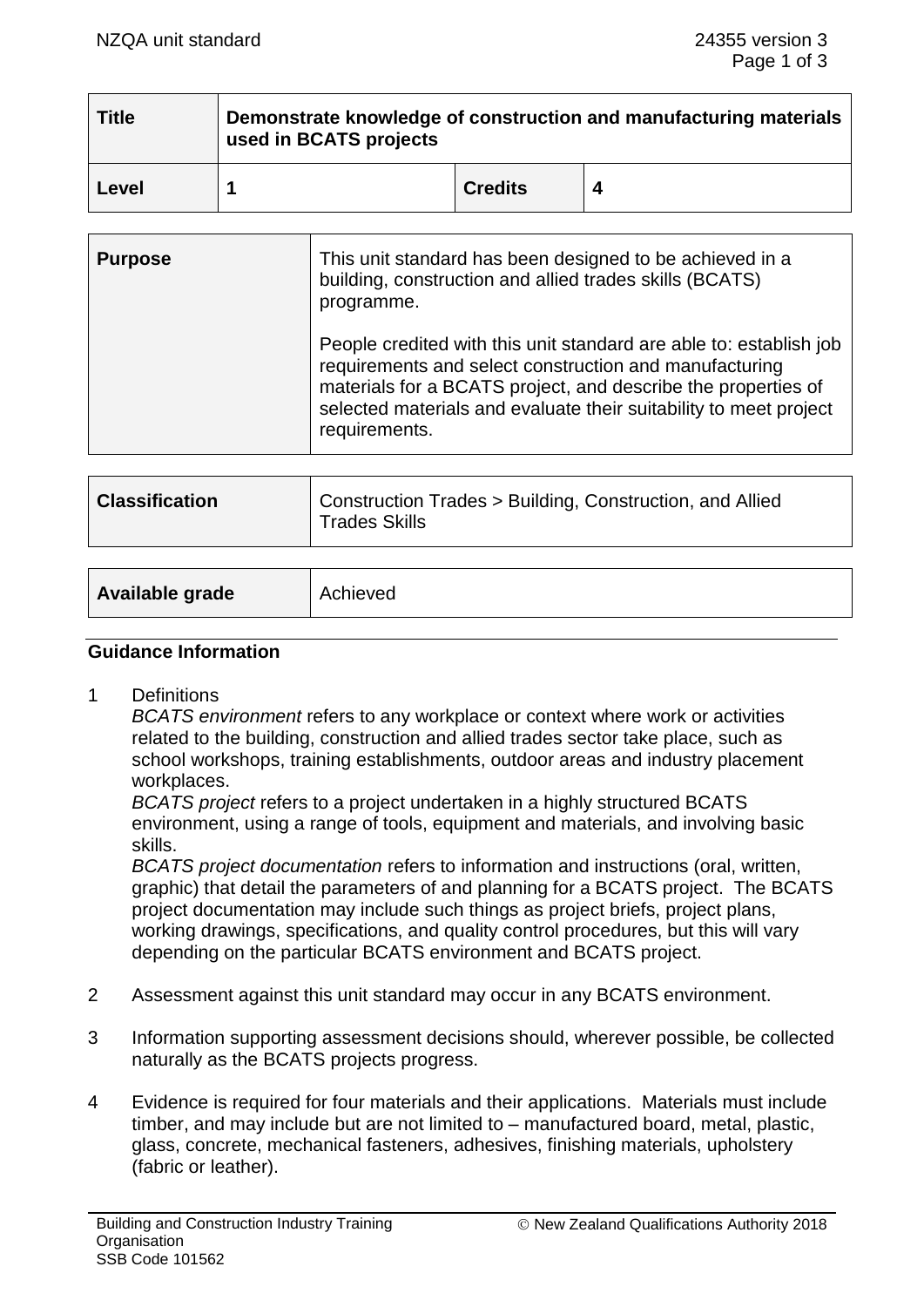| Title | Demonstrate knowledge of construction and manufacturing materials used in BCATS projects | | |
|---|---|---|---|
| Level | 1 | Credits | 4 |

| Purpose | This unit standard has been designed to be achieved in a building, construction and allied trades skills (BCATS) programme.<br><br>People credited with this unit standard are able to: establish job requirements and select construction and manufacturing materials for a BCATS project, and describe the properties of selected materials and evaluate their suitability to meet project requirements. |
|---|---|

| Classification | Construction Trades > Building, Construction, and Allied Trades Skills |
|---|---|

| Available grade | Achieved |
|---|---|

## Guidance Information

1 Definitions
*BCATS environment* refers to any workplace or context where work or activities related to the building, construction and allied trades sector take place, such as school workshops, training establishments, outdoor areas and industry placement workplaces.
*BCATS project* refers to a project undertaken in a highly structured BCATS environment, using a range of tools, equipment and materials, and involving basic skills.
*BCATS project documentation* refers to information and instructions (oral, written, graphic) that detail the parameters of and planning for a BCATS project. The BCATS project documentation may include such things as project briefs, project plans, working drawings, specifications, and quality control procedures, but this will vary depending on the particular BCATS environment and BCATS project.

2 Assessment against this unit standard may occur in any BCATS environment.

3 Information supporting assessment decisions should, wherever possible, be collected naturally as the BCATS projects progress.

4 Evidence is required for four materials and their applications. Materials must include timber, and may include but are not limited to – manufactured board, metal, plastic, glass, concrete, mechanical fasteners, adhesives, finishing materials, upholstery (fabric or leather).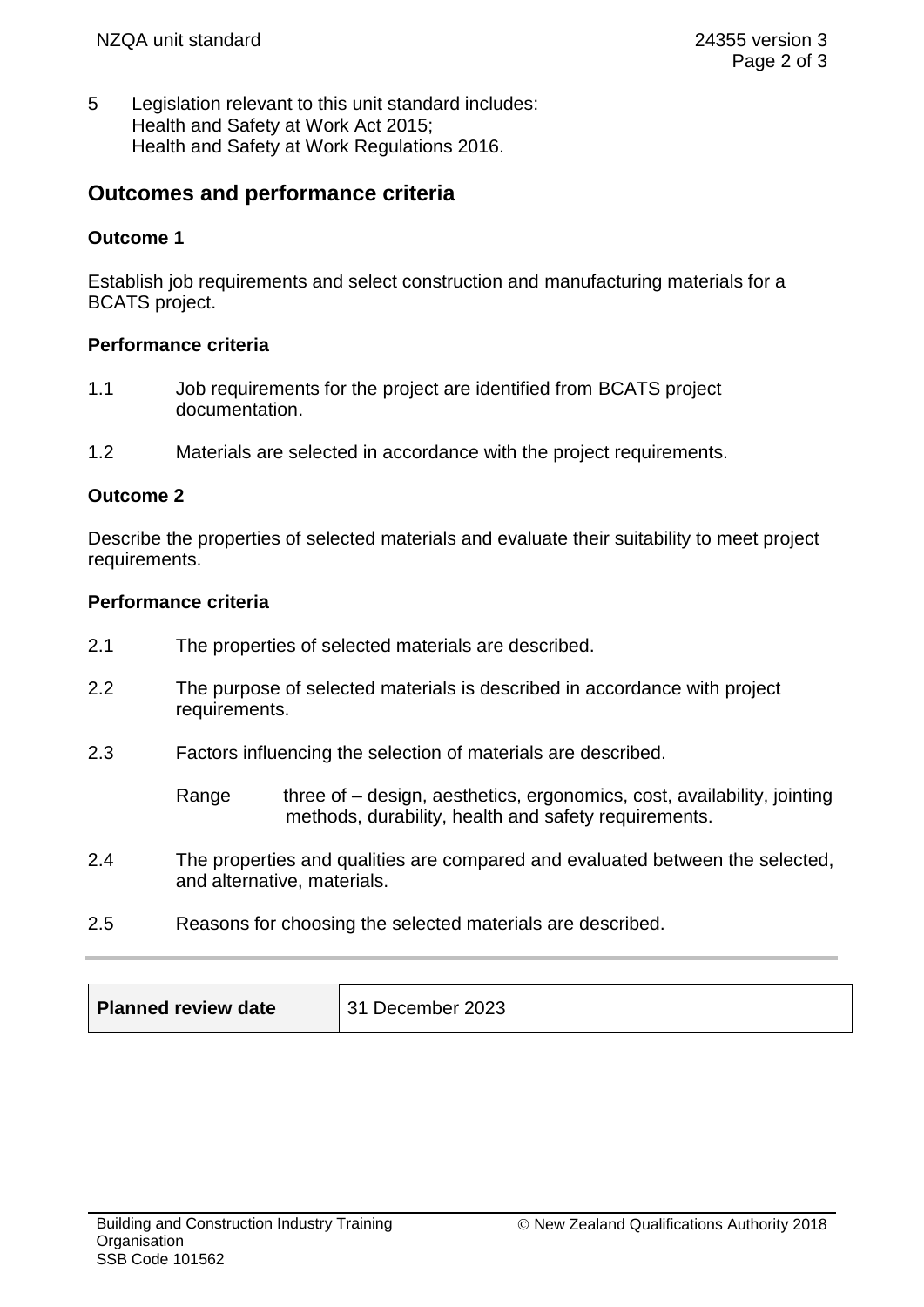5 Legislation relevant to this unit standard includes:
Health and Safety at Work Act 2015;
Health and Safety at Work Regulations 2016.

## Outcomes and performance criteria

### Outcome 1

Establish job requirements and select construction and manufacturing materials for a BCATS project.

#### Performance criteria

1.1 Job requirements for the project are identified from BCATS project documentation.

1.2 Materials are selected in accordance with the project requirements.

### Outcome 2

Describe the properties of selected materials and evaluate their suitability to meet project requirements.

#### Performance criteria

2.1 The properties of selected materials are described.

2.2 The purpose of selected materials is described in accordance with project requirements.

2.3 Factors influencing the selection of materials are described.

Range three of – design, aesthetics, ergonomics, cost, availability, jointing methods, durability, health and safety requirements.

2.4 The properties and qualities are compared and evaluated between the selected, and alternative, materials.

2.5 Reasons for choosing the selected materials are described.

| **Planned review date** | 31 December 2023 |
|---|---|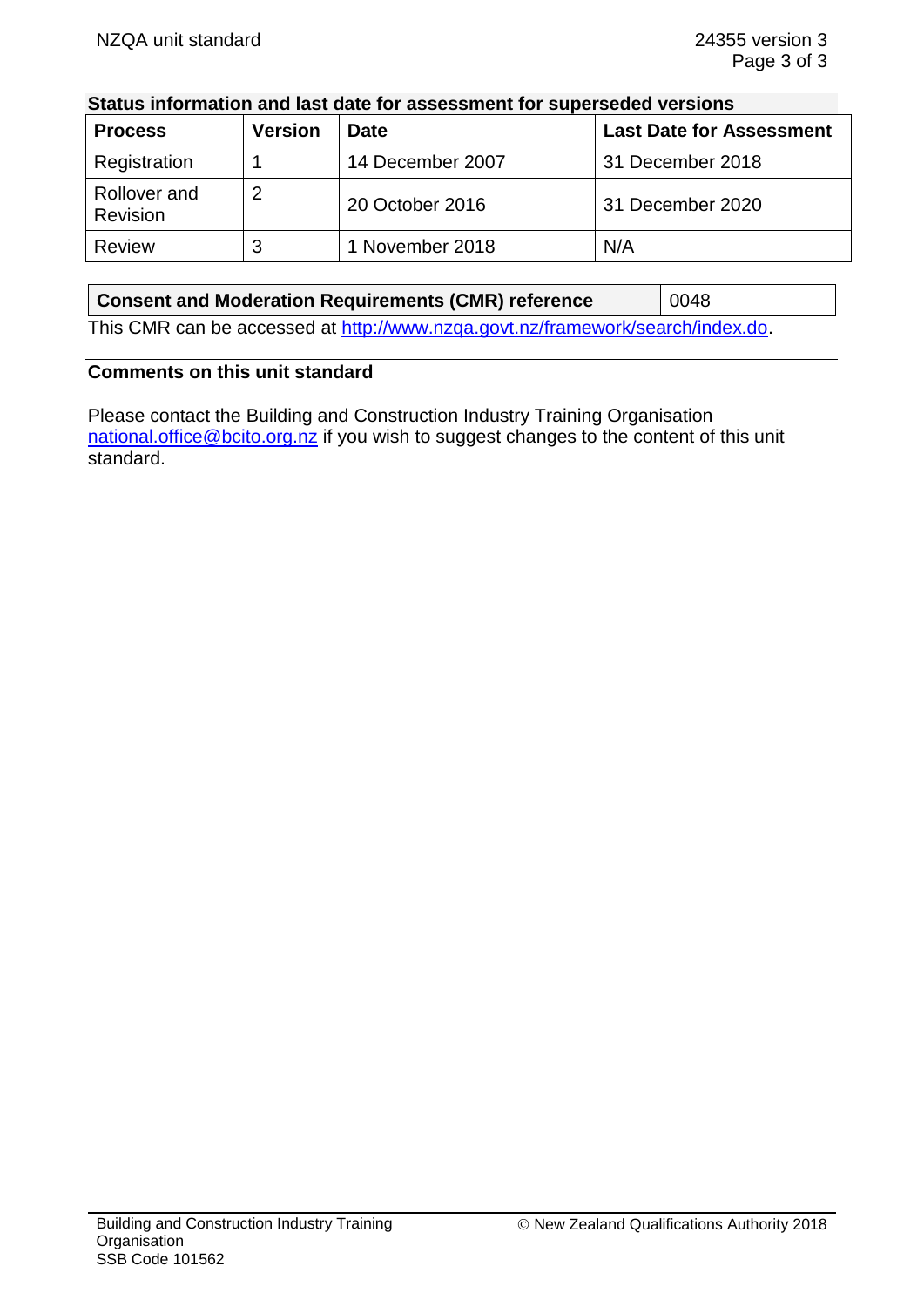**Status information and last date for assessment for superseded versions**

| Process | Version | Date | Last Date for Assessment |
|---|---|---|---|
| Registration | 1 | 14 December 2007 | 31 December 2018 |
| Rollover and Revision | 2 | 20 October 2016 | 31 December 2020 |
| Review | 3 | 1 November 2018 | N/A |

| Consent and Moderation Requirements (CMR) reference | 0048 |
|---|---|

This CMR can be accessed at http://www.nzqa.govt.nz/framework/search/index.do.

**Comments on this unit standard**

Please contact the Building and Construction Industry Training Organisation national.office@bcito.org.nz if you wish to suggest changes to the content of this unit standard.